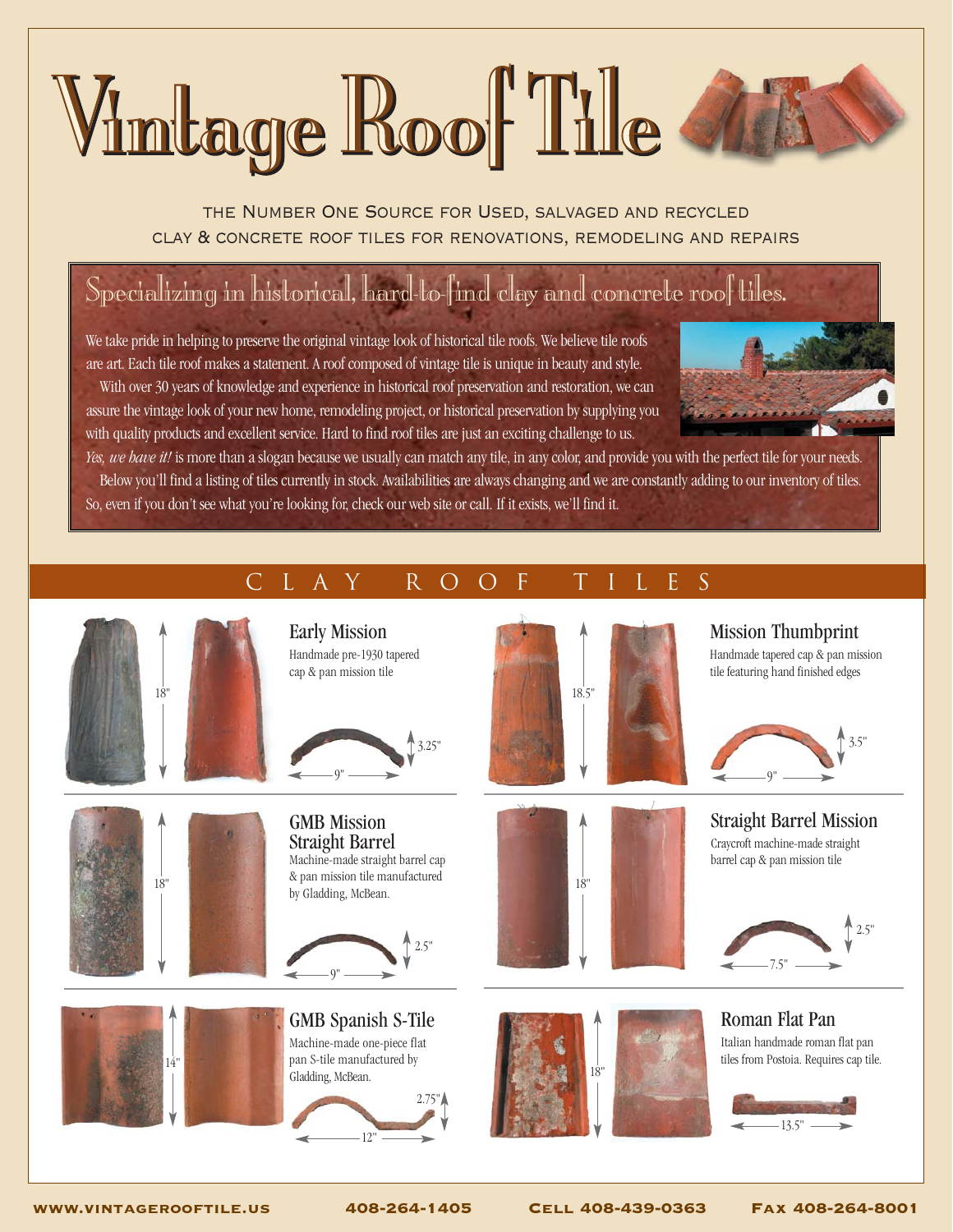# Vintage Roof Tile

THE NUMBER ONE SOURCE FOR USED, SALVAGED AND RECYCLED CLAY & CONCRETE ROOF TILES FOR RENOVATIONS, REMODELING AND REPAIRS

## Specializing in historical, hard-to-find clay and concrete roof tiles.

We take pride in helping to preserve the original vintage look of historical tile roofs. We believe tile roofs are art. Each tile roof makes a statement. A roof composed of vintage tile is unique in beauty and style.

With over 30 years of knowledge and experience in historical roof preservation and restoration, we can assure the vintage look of your new home, remodeling project, or historical preservation by supplying you with quality products and excellent service. Hard to find roof tiles are just an exciting challenge to us. *Yes, we have it!* is more than a slogan because we usually can match any tile, in any color, and provide you with the perfect tile for your needs.

Below you'll find a listing of tiles currently in stock. Availabilities are always changing and we are constantly adding to our inventory of tiles. So, even if you don't see what you're looking for, check our web site or call. If it exists, we'll find it.

## CLAY ROOF TILES

### Early Mission

Handmade pre-1930 tapered cap & pan mission tile

18" · 9" · 3.25"

### Mission Thumbprint

Handmade tapered cap & pan mission tile featuring hand finished edges

18.5" · 9" · 3.5"

### GMB Mission Straight Barrel

Machine-made straight barrel cap & pan mission tile manufactured by Gladding, McBean.

18" · 9" · 2.5"

### Straight Barrel Mission

Craycroft machine-made straight barrel cap & pan mission tile

18" · 7.5" · 2.5"

### GMB Spanish S-Tile

Machine-made one-piece flat pan S-tile manufactured by Gladding, McBean.

14" · 12" · 2.75"

### Roman Flat Pan

Italian handmade roman flat pan tiles from Postoia. Requires cap tile.

18" · 13.5"

WWW.VINTAGEROOFTILE.US · 408-264-1405 · CELL 408-439-0363 · FAX 408-264-8001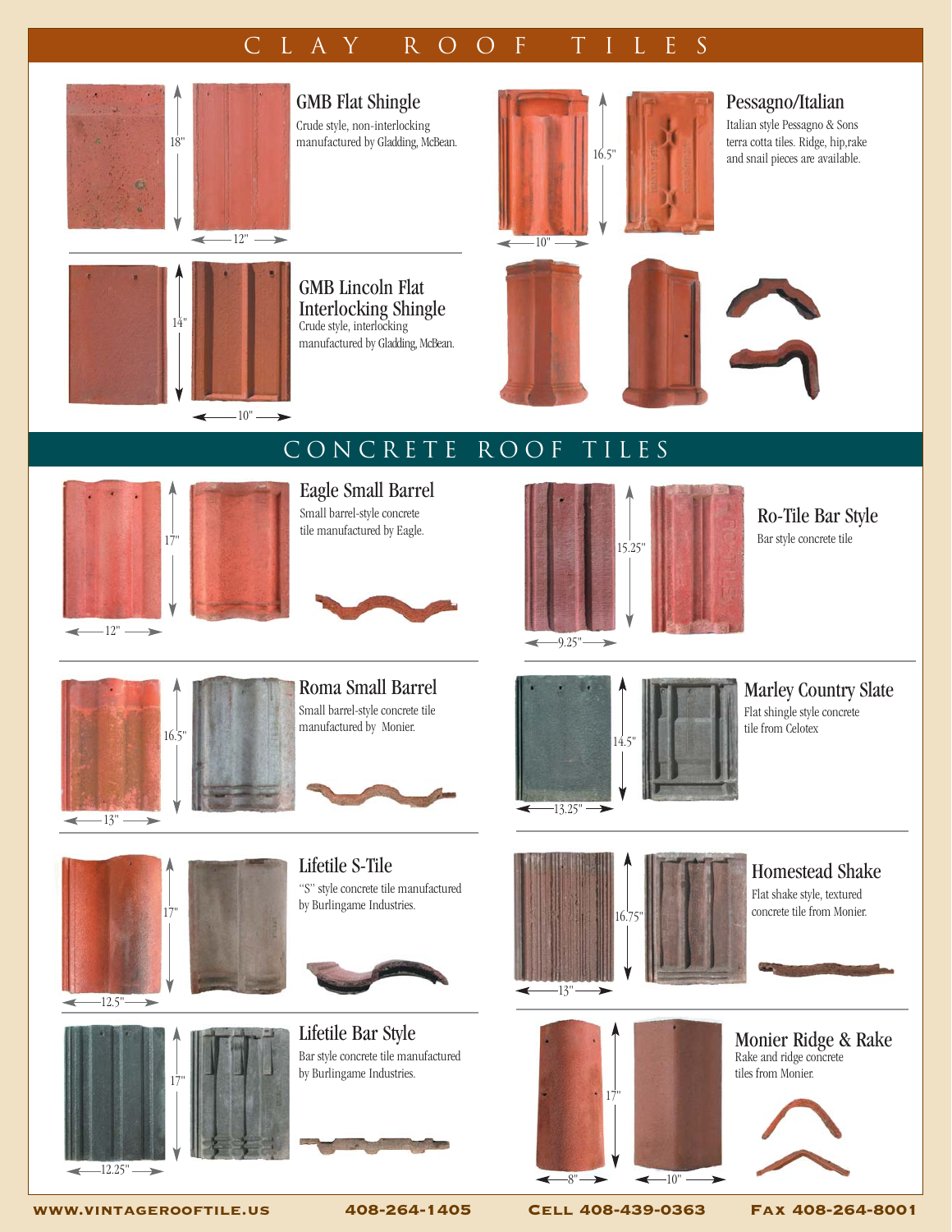# CLAY ROOF TILES

## GMB Flat Shingle

Crude style, non-interlocking manufactured by Gladding, McBean.

18"

12"

## Pessagno/Italian

Italian style Pessagno & Sons terra cotta tiles. Ridge, hip,rake and snail pieces are available.

16.5"

10"

## GMB Lincoln Flat Interlocking Shingle

Crude style, interlocking manufactured by Gladding, McBean.

14"

10"

# CONCRETE ROOF TILES

## Eagle Small Barrel

Small barrel-style concrete tile manufactured by Eagle.

17"

12"

## Ro-Tile Bar Style

Bar style concrete tile

15.25"

9.25"

## Roma Small Barrel

Small barrel-style concrete tile manufactured by Monier.

16.5"

13"

## Marley Country Slate

Flat shingle style concrete tile from Celotex

14.5"

13.25"

## Lifetile S-Tile

"S" style concrete tile manufactured by Burlingame Industries.

17"

12.5"

## Homestead Shake

Flat shake style, textured concrete tile from Monier.

16.75"

13"

## Lifetile Bar Style

Bar style concrete tile manufactured by Burlingame Industries.

17"

12.25"

## Monier Ridge & Rake

Rake and ridge concrete tiles from Monier.

17"

8"

10"

WWW.VINTAGEROOFTILE.US 408-264-1405 CELL 408-439-0363 FAX 408-264-8001